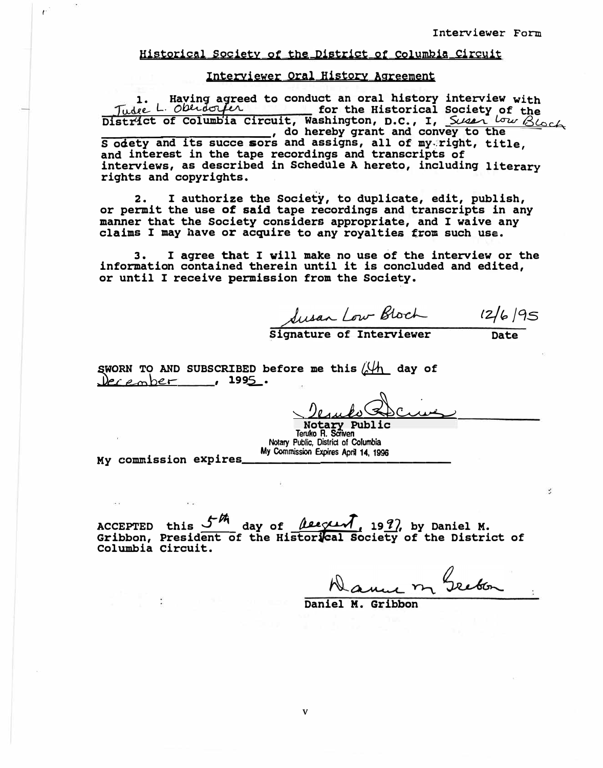Interviewer Form

## Historical Society of the District of Columbia Circuit

### Interviewer Oral History Agreement

1. Having agreed to conduct an oral history interview with Judge L. Oberdorfer for the Historical Society of the District of Columbia Circuit, Washington, D.C., I, Susan Low Bloch, do hereby grant and convey to the Society and its successors and assigns, all of my right, title, and interest in the tape recordings and transcripts of interviews, as described in Schedule A hereto, including literary rights and copyrights.

2. I authorize the Society, to duplicate, edit, publish, or permit the use of said tape recordings and transcripts in any manner that the Society considers appropriate, and I waive any claims I may have or acquire to any royalties from such use.

3. I agree that I will make no use of the interview or the information contained therein until it is concluded and edited, or until I receive permission from the Society.

Susan Low Bloch — 12/6/95
Signature of Interviewer — Date

SWORN TO AND SUBSCRIBED before me this 6th day of December, 1995.

Teruko R. Scriven
Notary Public
Teruko R. Scriven
Notary Public, District of Columbia
My Commission Expires April 14, 1996

My commission expires

ACCEPTED this 5th day of August, 1997, by Daniel M. Gribbon, President of the Historical Society of the District of Columbia Circuit.

Daniel M. Gribbon
Daniel M. Gribbon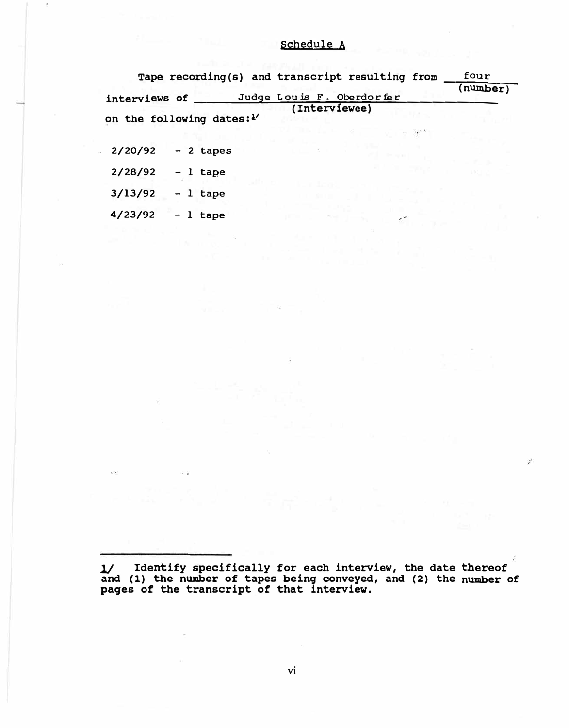## Schedule A

Tape recording(s) and transcript resulting from ___four___ (number) interviews of ___Judge Louis F. Oberdorfer___ (Interviewee) on the following dates:[1]

2/20/92 - 2 tapes

2/28/92 - 1 tape

3/13/92 - 1 tape

4/23/92 - 1 tape

---

1/ Identify specifically for each interview, the date thereof and (1) the number of tapes being conveyed, and (2) the number of pages of the transcript of that interview.